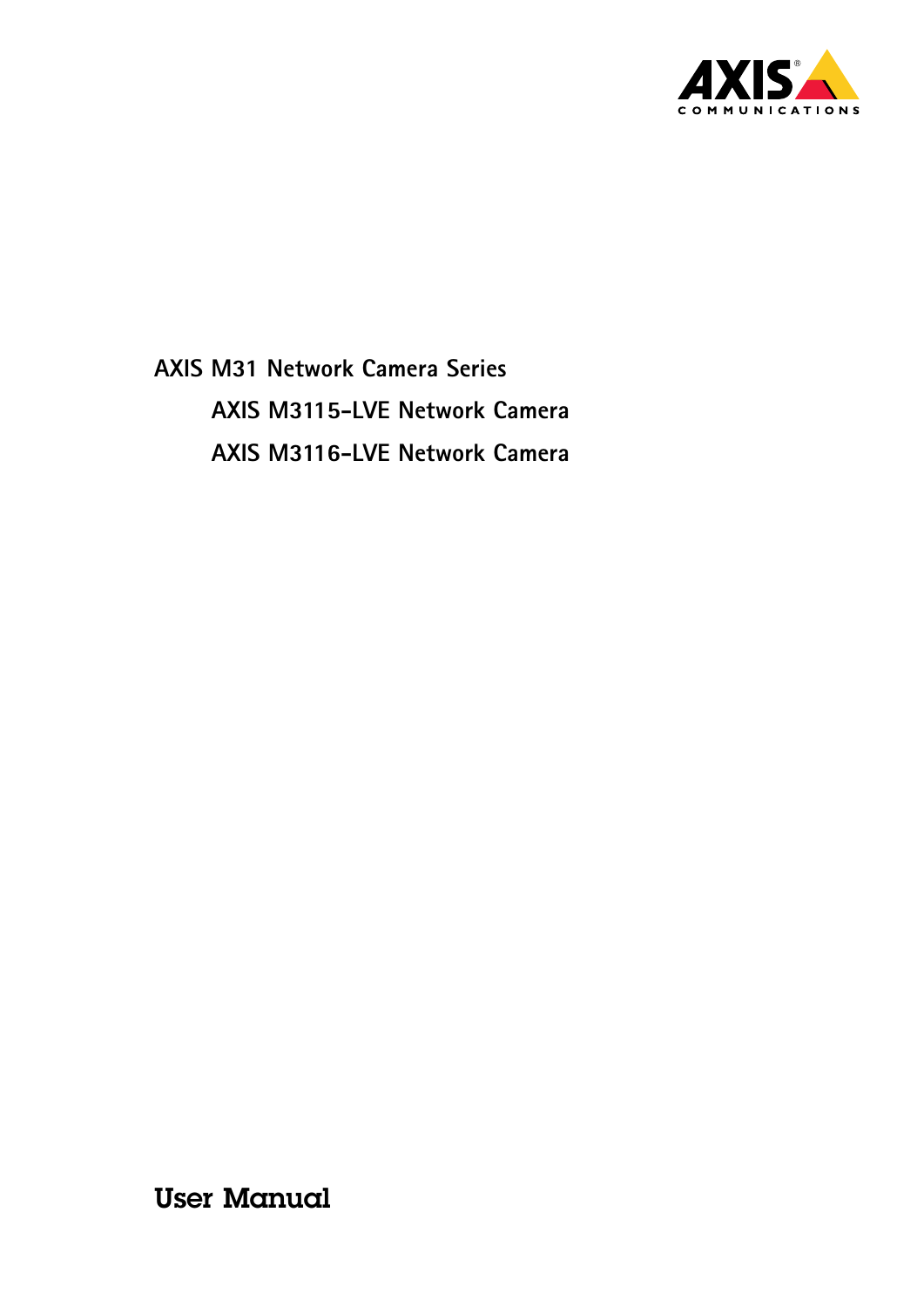# AXIS M31 Network Camera Series

## AXIS M3115-LVE Network Camera

## AXIS M3116-LVE Network Camera

User Manual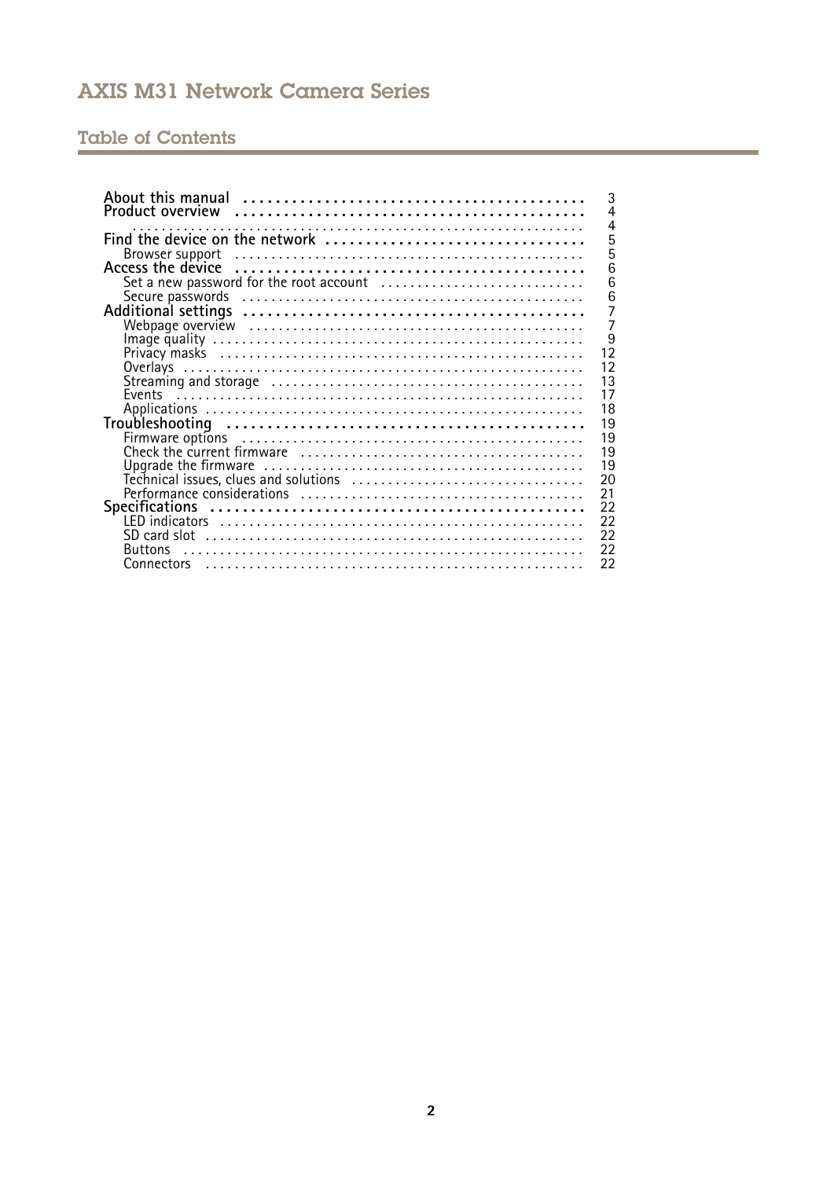# Table of Contents

| | |
|---|---|
| **About this manual** | 3 |
| **Product overview** | 4 |
| | 4 |
| **Find the device on the network** | 5 |
| Browser support | 5 |
| **Access the device** | 6 |
| Set a new password for the root account | 6 |
| Secure passwords | 6 |
| **Additional settings** | 7 |
| Webpage overview | 7 |
| Image quality | 9 |
| Privacy masks | 12 |
| Overlays | 12 |
| Streaming and storage | 13 |
| Events | 17 |
| Applications | 18 |
| **Troubleshooting** | 19 |
| Firmware options | 19 |
| Check the current firmware | 19 |
| Upgrade the firmware | 19 |
| Technical issues, clues and solutions | 20 |
| Performance considerations | 21 |
| **Specifications** | 22 |
| LED indicators | 22 |
| SD card slot | 22 |
| Buttons | 22 |
| Connectors | 22 |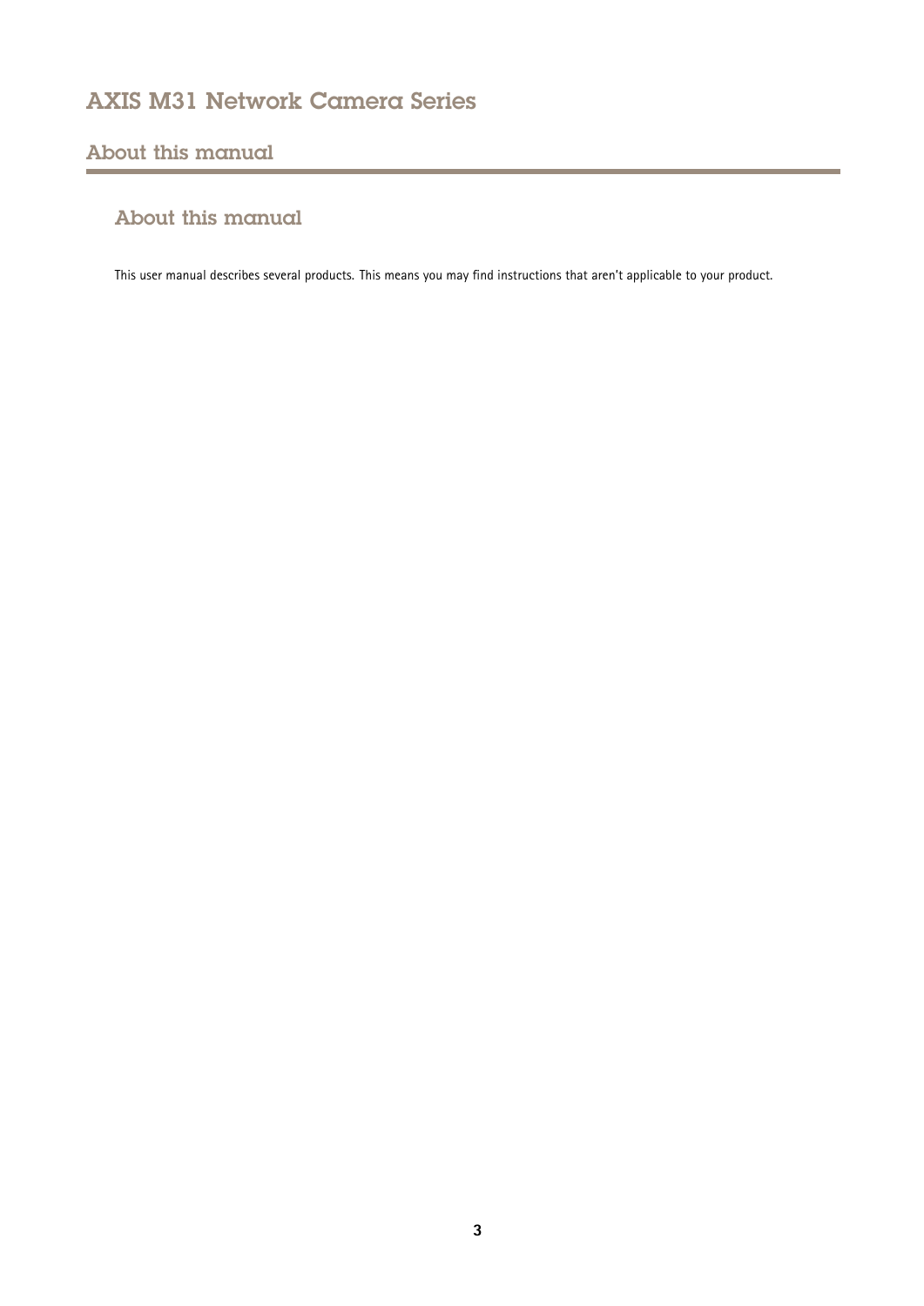## About this manual

### About this manual

This user manual describes several products. This means you may find instructions that aren't applicable to your product.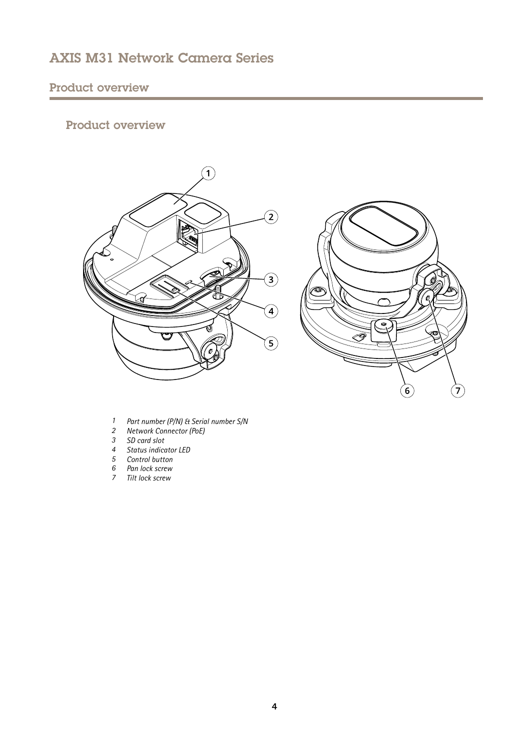## Product overview

### Product overview

1. *Part number (P/N) & Serial number S/N*
2. *Network Connector (PoE)*
3. *SD card slot*
4. *Status indicator LED*
5. *Control button*
6. *Pan lock screw*
7. *Tilt lock screw*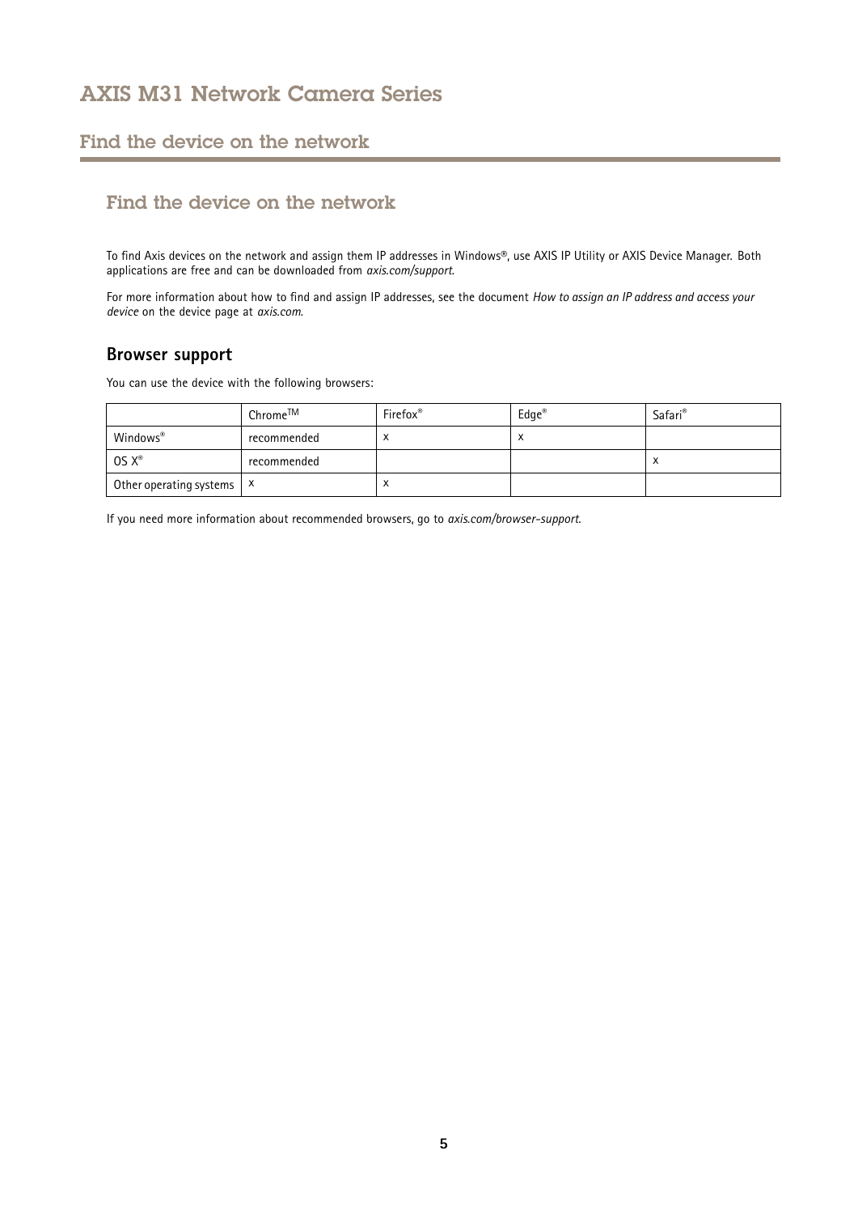## Find the device on the network

To find Axis devices on the network and assign them IP addresses in Windows®, use AXIS IP Utility or AXIS Device Manager. Both applications are free and can be downloaded from *axis.com/support*.

For more information about how to find and assign IP addresses, see the document *How to assign an IP address and access your device* on the device page at *axis.com*.

### Browser support

You can use the device with the following browsers:

| | Chrome™ | Firefox® | Edge® | Safari® |
|---|---|---|---|---|
| Windows® | recommended | x | x | |
| OS X® | recommended | | | x |
| Other operating systems | x | x | | |

If you need more information about recommended browsers, go to *axis.com/browser-support*.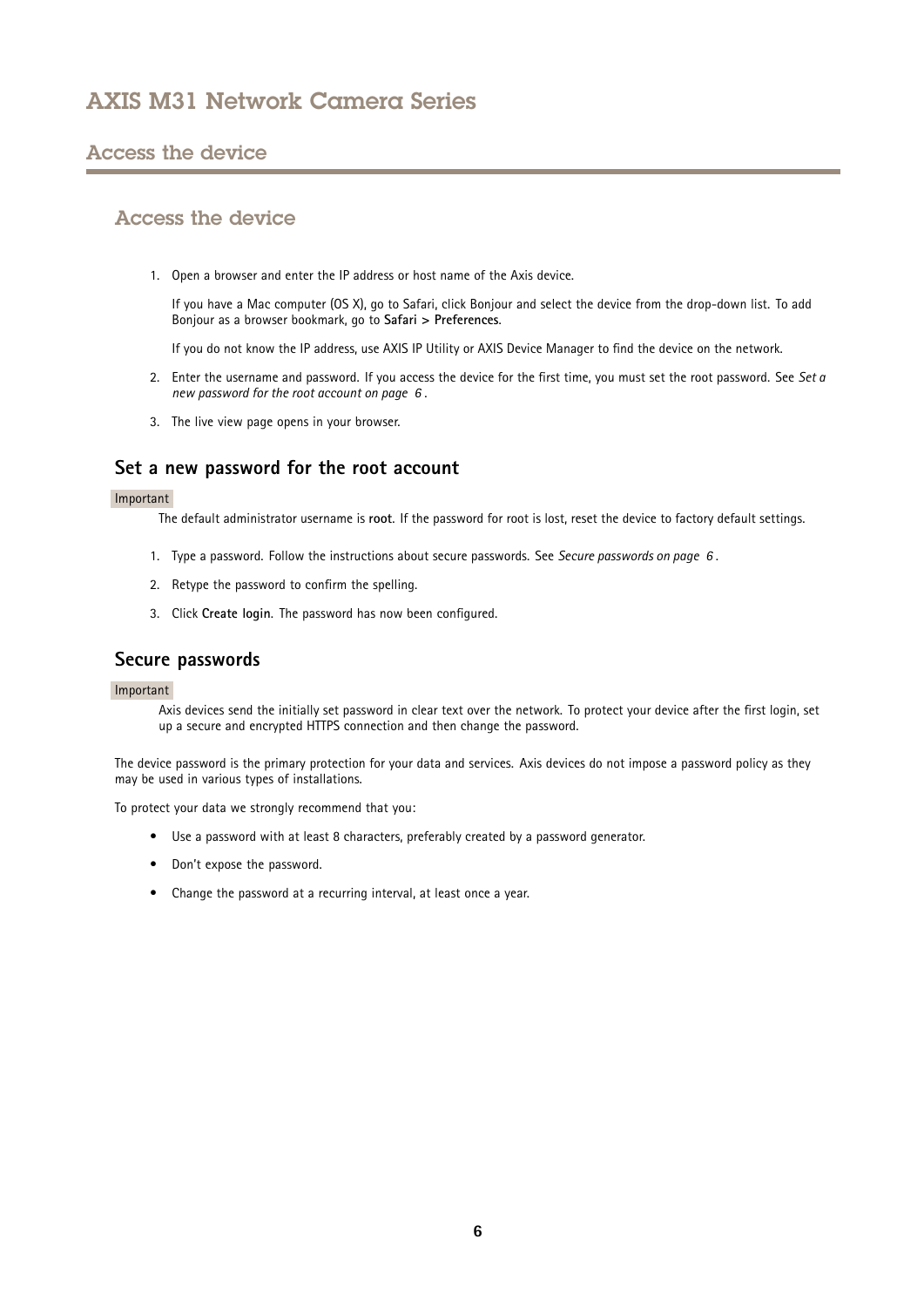## Access the device

1. Open a browser and enter the IP address or host name of the Axis device.

   If you have a Mac computer (OS X), go to Safari, click Bonjour and select the device from the drop-down list. To add Bonjour as a browser bookmark, go to **Safari > Preferences**.

   If you do not know the IP address, use AXIS IP Utility or AXIS Device Manager to find the device on the network.

2. Enter the username and password. If you access the device for the first time, you must set the root password. See *Set a new password for the root account on page 6* .

3. The live view page opens in your browser.

### Set a new password for the root account

Important

The default administrator username is **root**. If the password for root is lost, reset the device to factory default settings.

1. Type a password. Follow the instructions about secure passwords. See *Secure passwords on page 6* .

2. Retype the password to confirm the spelling.

3. Click **Create login**. The password has now been configured.

### Secure passwords

Important

Axis devices send the initially set password in clear text over the network. To protect your device after the first login, set up a secure and encrypted HTTPS connection and then change the password.

The device password is the primary protection for your data and services. Axis devices do not impose a password policy as they may be used in various types of installations.

To protect your data we strongly recommend that you:

- Use a password with at least 8 characters, preferably created by a password generator.
- Don't expose the password.
- Change the password at a recurring interval, at least once a year.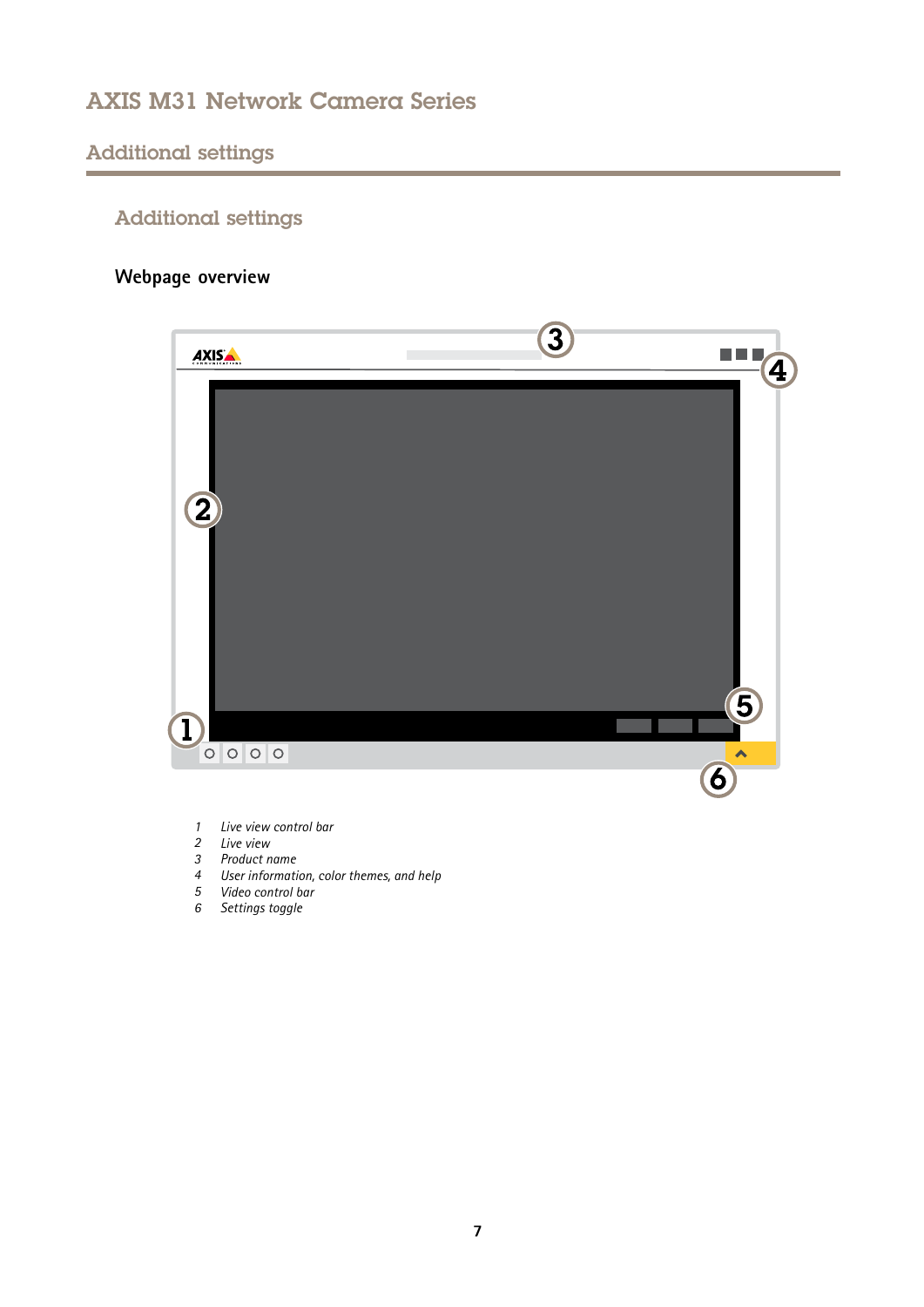## Additional settings

### Webpage overview

1. *Live view control bar*
2. *Live view*
3. *Product name*
4. *User information, color themes, and help*
5. *Video control bar*
6. *Settings toggle*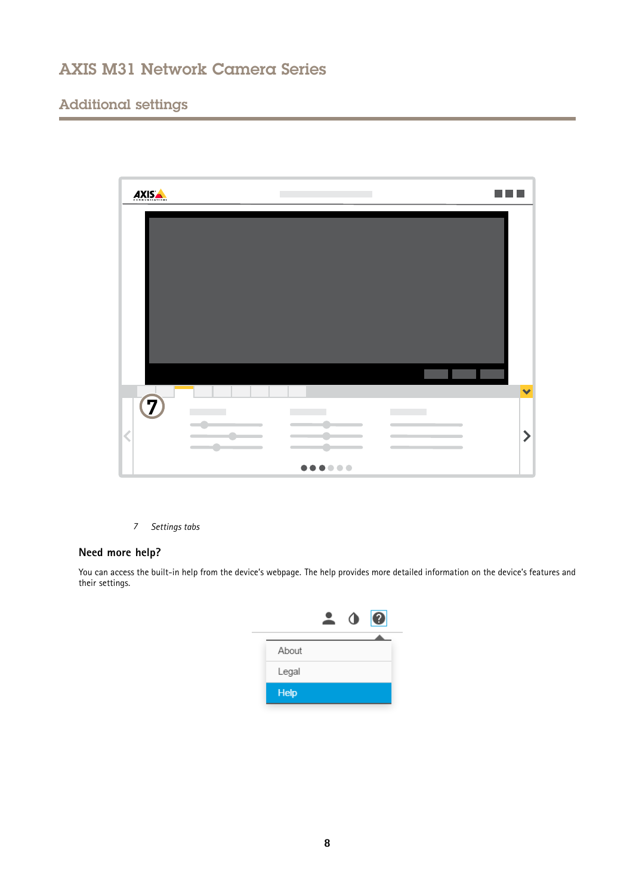7 *Settings tabs*

## Need more help?

You can access the built-in help from the device's webpage. The help provides more detailed information on the device's features and their settings.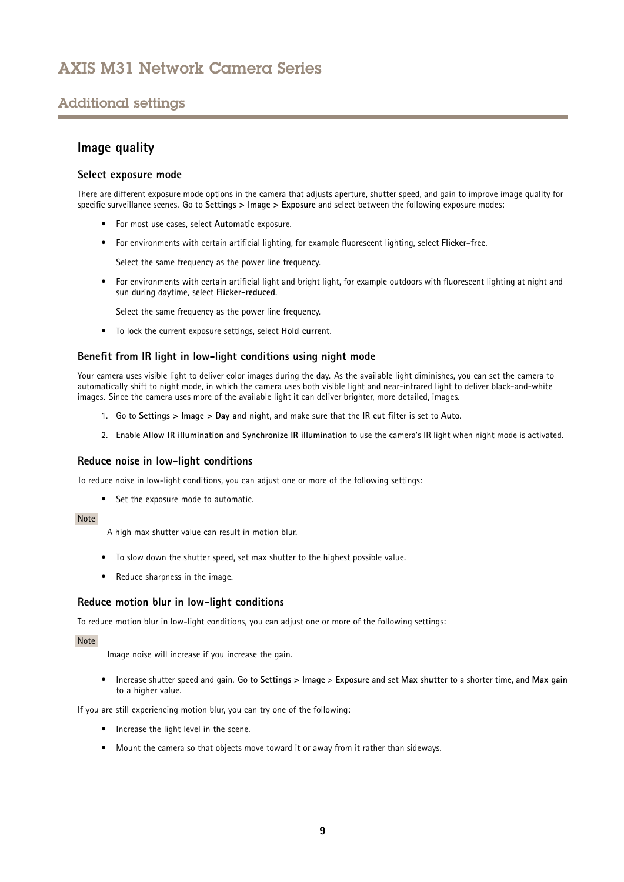## Additional settings

### Image quality

#### Select exposure mode

There are different exposure mode options in the camera that adjusts aperture, shutter speed, and gain to improve image quality for specific surveillance scenes. Go to **Settings > Image > Exposure** and select between the following exposure modes:

- For most use cases, select **Automatic** exposure.
- For environments with certain artificial lighting, for example fluorescent lighting, select **Flicker-free**.

  Select the same frequency as the power line frequency.
- For environments with certain artificial light and bright light, for example outdoors with fluorescent lighting at night and sun during daytime, select **Flicker-reduced**.

  Select the same frequency as the power line frequency.
- To lock the current exposure settings, select **Hold current**.

#### Benefit from IR light in low-light conditions using night mode

Your camera uses visible light to deliver color images during the day. As the available light diminishes, you can set the camera to automatically shift to night mode, in which the camera uses both visible light and near-infrared light to deliver black-and-white images. Since the camera uses more of the available light it can deliver brighter, more detailed, images.

1. Go to **Settings > Image > Day and night**, and make sure that the **IR cut filter** is set to **Auto**.
2. Enable **Allow IR illumination** and **Synchronize IR illumination** to use the camera's IR light when night mode is activated.

#### Reduce noise in low-light conditions

To reduce noise in low-light conditions, you can adjust one or more of the following settings:

- Set the exposure mode to automatic.

Note

A high max shutter value can result in motion blur.

- To slow down the shutter speed, set max shutter to the highest possible value.
- Reduce sharpness in the image.

#### Reduce motion blur in low-light conditions

To reduce motion blur in low-light conditions, you can adjust one or more of the following settings:

Note

Image noise will increase if you increase the gain.

- Increase shutter speed and gain. Go to **Settings > Image** > **Exposure** and set **Max shutter** to a shorter time, and **Max gain** to a higher value.

If you are still experiencing motion blur, you can try one of the following:

- Increase the light level in the scene.
- Mount the camera so that objects move toward it or away from it rather than sideways.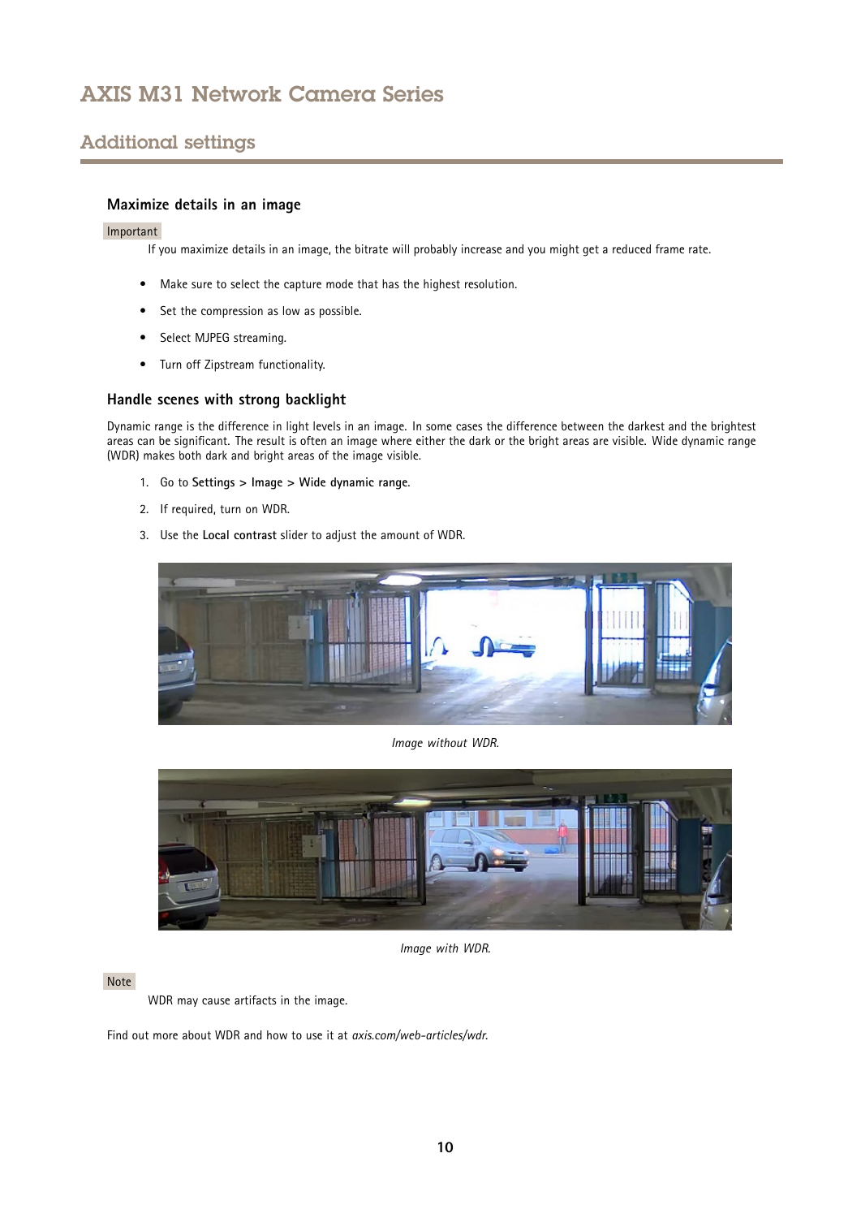## Additional settings

### Maximize details in an image

Important

If you maximize details in an image, the bitrate will probably increase and you might get a reduced frame rate.

- Make sure to select the capture mode that has the highest resolution.
- Set the compression as low as possible.
- Select MJPEG streaming.
- Turn off Zipstream functionality.

### Handle scenes with strong backlight

Dynamic range is the difference in light levels in an image. In some cases the difference between the darkest and the brightest areas can be significant. The result is often an image where either the dark or the bright areas are visible. Wide dynamic range (WDR) makes both dark and bright areas of the image visible.

1. Go to **Settings > Image > Wide dynamic range**.
2. If required, turn on WDR.
3. Use the **Local contrast** slider to adjust the amount of WDR.

*Image without WDR.*

*Image with WDR.*

Note

WDR may cause artifacts in the image.

Find out more about WDR and how to use it at *axis.com/web-articles/wdr*.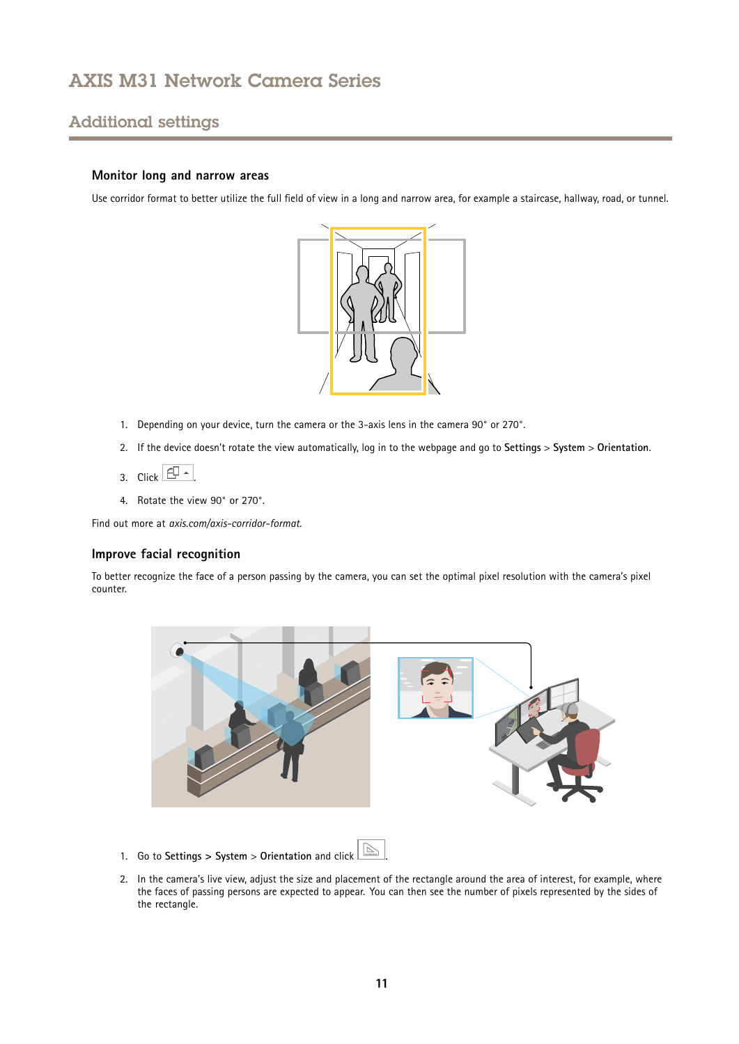## Monitor long and narrow areas

Use corridor format to better utilize the full field of view in a long and narrow area, for example a staircase, hallway, road, or tunnel.

1. Depending on your device, turn the camera or the 3-axis lens in the camera 90° or 270°.
2. If the device doesn't rotate the view automatically, log in to the webpage and go to **Settings** > **System** > **Orientation**.
3. Click .
4. Rotate the view 90° or 270°.

Find out more at *axis.com/axis-corridor-format*.

## Improve facial recognition

To better recognize the face of a person passing by the camera, you can set the optimal pixel resolution with the camera's pixel counter.

1. Go to **Settings** > **System** > **Orientation** and click .
2. In the camera's live view, adjust the size and placement of the rectangle around the area of interest, for example, where the faces of passing persons are expected to appear. You can then see the number of pixels represented by the sides of the rectangle.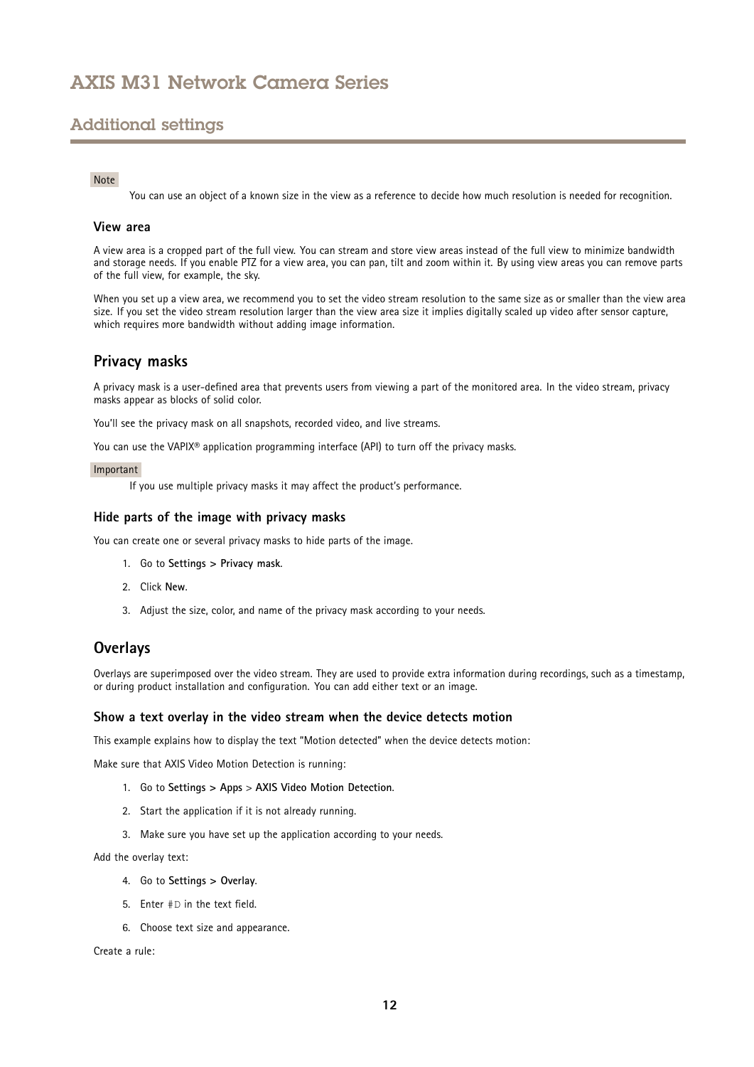## Additional settings

Note

You can use an object of a known size in the view as a reference to decide how much resolution is needed for recognition.

### View area

A view area is a cropped part of the full view. You can stream and store view areas instead of the full view to minimize bandwidth and storage needs. If you enable PTZ for a view area, you can pan, tilt and zoom within it. By using view areas you can remove parts of the full view, for example, the sky.

When you set up a view area, we recommend you to set the video stream resolution to the same size as or smaller than the view area size. If you set the video stream resolution larger than the view area size it implies digitally scaled up video after sensor capture, which requires more bandwidth without adding image information.

## Privacy masks

A privacy mask is a user-defined area that prevents users from viewing a part of the monitored area. In the video stream, privacy masks appear as blocks of solid color.

You'll see the privacy mask on all snapshots, recorded video, and live streams.

You can use the VAPIX® application programming interface (API) to turn off the privacy masks.

Important

If you use multiple privacy masks it may affect the product's performance.

### Hide parts of the image with privacy masks

You can create one or several privacy masks to hide parts of the image.

1. Go to **Settings > Privacy mask**.
2. Click **New**.
3. Adjust the size, color, and name of the privacy mask according to your needs.

## Overlays

Overlays are superimposed over the video stream. They are used to provide extra information during recordings, such as a timestamp, or during product installation and configuration. You can add either text or an image.

### Show a text overlay in the video stream when the device detects motion

This example explains how to display the text "Motion detected" when the device detects motion:

Make sure that AXIS Video Motion Detection is running:

1. Go to **Settings > Apps** > **AXIS Video Motion Detection**.
2. Start the application if it is not already running.
3. Make sure you have set up the application according to your needs.

Add the overlay text:

4. Go to **Settings > Overlay**.
5. Enter `#D` in the text field.
6. Choose text size and appearance.

Create a rule: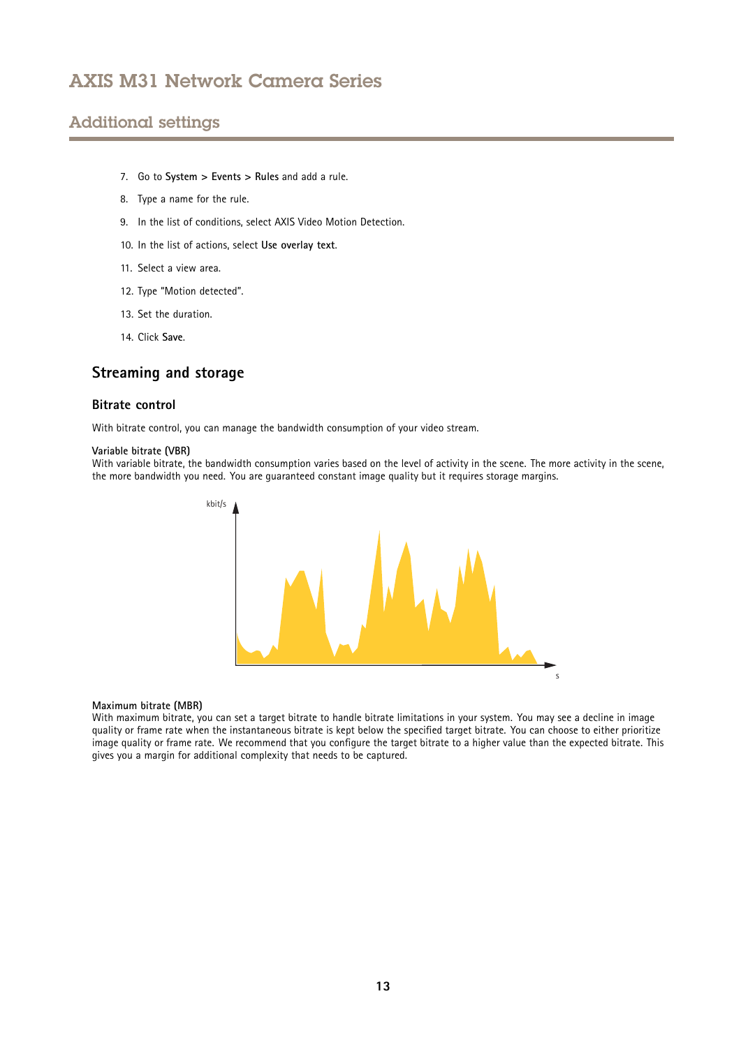7. Go to **System** > **Events** > **Rules** and add a rule.
8. Type a name for the rule.
9. In the list of conditions, select AXIS Video Motion Detection.
10. In the list of actions, select **Use overlay text**.
11. Select a view area.
12. Type "Motion detected".
13. Set the duration.
14. Click **Save**.

## Streaming and storage

### Bitrate control

With bitrate control, you can manage the bandwidth consumption of your video stream.

**Variable bitrate (VBR)**
With variable bitrate, the bandwidth consumption varies based on the level of activity in the scene. The more activity in the scene, the more bandwidth you need. You are guaranteed constant image quality but it requires storage margins.

**Maximum bitrate (MBR)**
With maximum bitrate, you can set a target bitrate to handle bitrate limitations in your system. You may see a decline in image quality or frame rate when the instantaneous bitrate is kept below the specified target bitrate. You can choose to either prioritize image quality or frame rate. We recommend that you configure the target bitrate to a higher value than the expected bitrate. This gives you a margin for additional complexity that needs to be captured.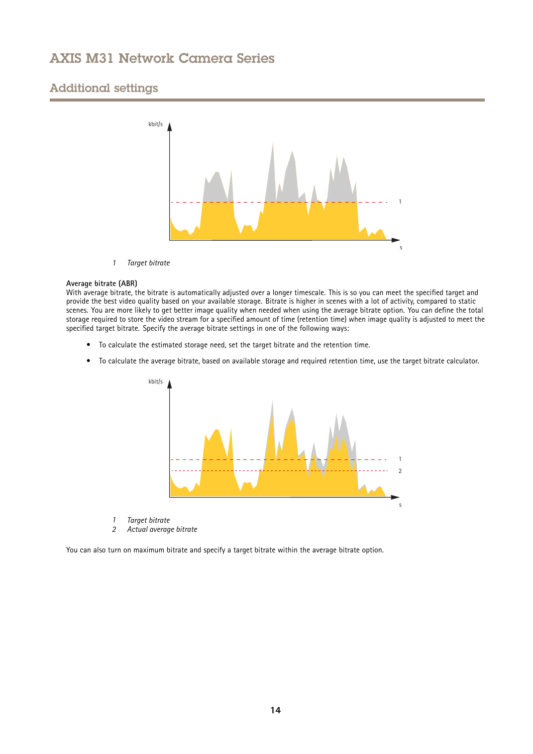1 *Target bitrate*

**Average bitrate (ABR)**

With average bitrate, the bitrate is automatically adjusted over a longer timescale. This is so you can meet the specified target and provide the best video quality based on your available storage. Bitrate is higher in scenes with a lot of activity, compared to static scenes. You are more likely to get better image quality when needed when using the average bitrate option. You can define the total storage required to store the video stream for a specified amount of time (retention time) when image quality is adjusted to meet the specified target bitrate. Specify the average bitrate settings in one of the following ways:

- To calculate the estimated storage need, set the target bitrate and the retention time.
- To calculate the average bitrate, based on available storage and required retention time, use the target bitrate calculator.

1 *Target bitrate*
2 *Actual average bitrate*

You can also turn on maximum bitrate and specify a target bitrate within the average bitrate option.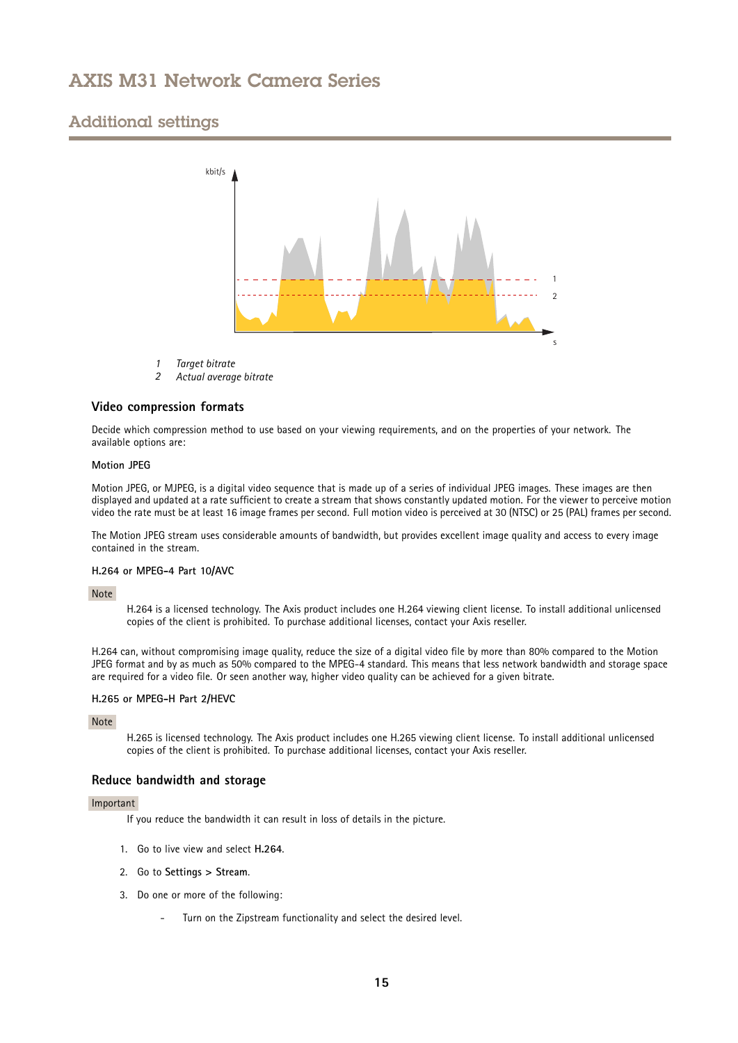1 *Target bitrate*
2 *Actual average bitrate*

### Video compression formats

Decide which compression method to use based on your viewing requirements, and on the properties of your network. The available options are:

#### Motion JPEG

Motion JPEG, or MJPEG, is a digital video sequence that is made up of a series of individual JPEG images. These images are then displayed and updated at a rate sufficient to create a stream that shows constantly updated motion. For the viewer to perceive motion video the rate must be at least 16 image frames per second. Full motion video is perceived at 30 (NTSC) or 25 (PAL) frames per second.

The Motion JPEG stream uses considerable amounts of bandwidth, but provides excellent image quality and access to every image contained in the stream.

#### H.264 or MPEG-4 Part 10/AVC

Note

H.264 is a licensed technology. The Axis product includes one H.264 viewing client license. To install additional unlicensed copies of the client is prohibited. To purchase additional licenses, contact your Axis reseller.

H.264 can, without compromising image quality, reduce the size of a digital video file by more than 80% compared to the Motion JPEG format and by as much as 50% compared to the MPEG-4 standard. This means that less network bandwidth and storage space are required for a video file. Or seen another way, higher video quality can be achieved for a given bitrate.

#### H.265 or MPEG-H Part 2/HEVC

Note

H.265 is licensed technology. The Axis product includes one H.265 viewing client license. To install additional unlicensed copies of the client is prohibited. To purchase additional licenses, contact your Axis reseller.

### Reduce bandwidth and storage

Important

If you reduce the bandwidth it can result in loss of details in the picture.

1. Go to live view and select **H.264**.
2. Go to **Settings > Stream**.
3. Do one or more of the following:
   - Turn on the Zipstream functionality and select the desired level.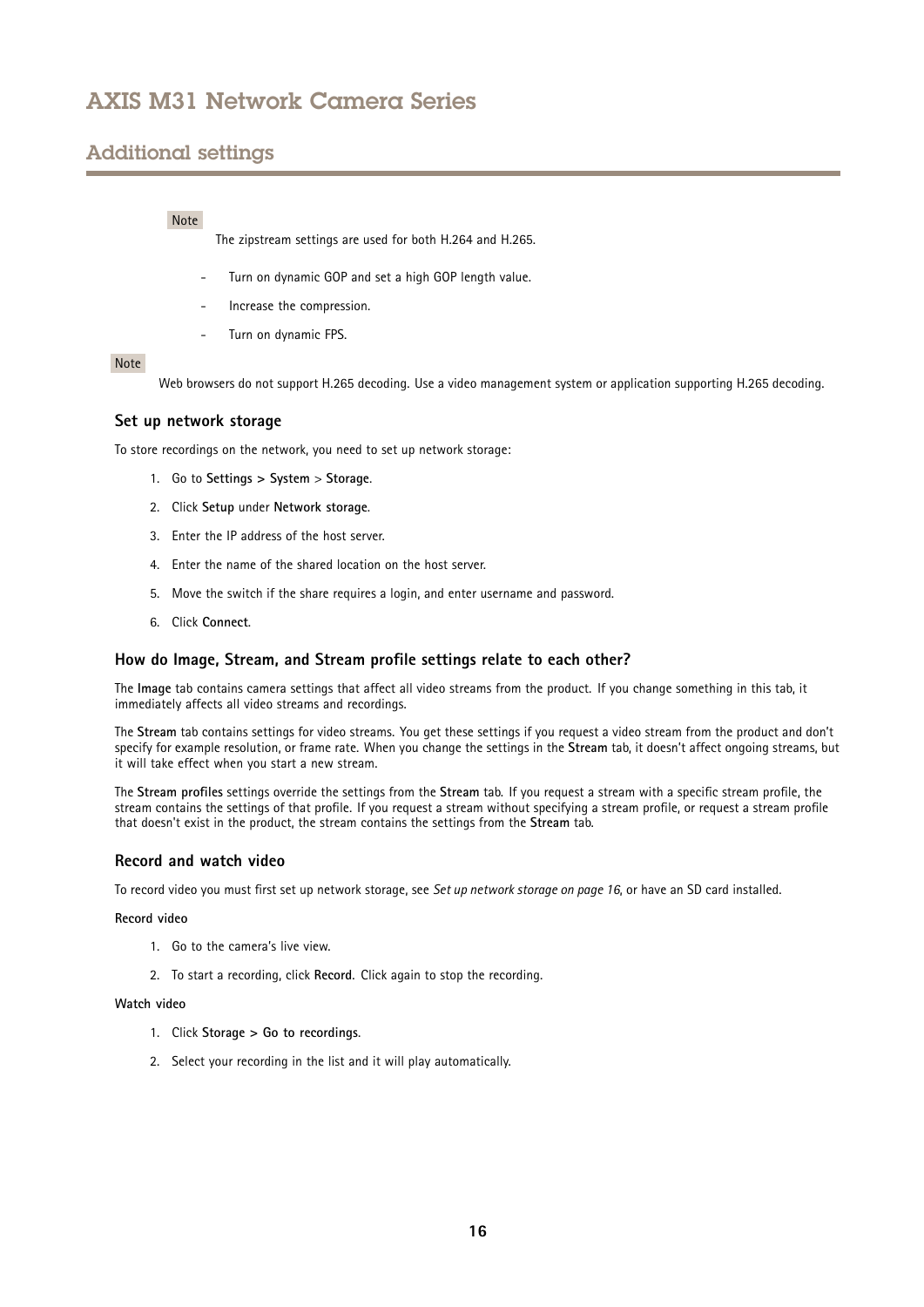## Additional settings

Note

The zipstream settings are used for both H.264 and H.265.

- Turn on dynamic GOP and set a high GOP length value.
- Increase the compression.
- Turn on dynamic FPS.

Note

Web browsers do not support H.265 decoding. Use a video management system or application supporting H.265 decoding.

### Set up network storage

To store recordings on the network, you need to set up network storage:

1. Go to **Settings > System** > **Storage**.
2. Click **Setup** under **Network storage**.
3. Enter the IP address of the host server.
4. Enter the name of the shared location on the host server.
5. Move the switch if the share requires a login, and enter username and password.
6. Click **Connect**.

### How do Image, Stream, and Stream profile settings relate to each other?

The **Image** tab contains camera settings that affect all video streams from the product. If you change something in this tab, it immediately affects all video streams and recordings.

The **Stream** tab contains settings for video streams. You get these settings if you request a video stream from the product and don't specify for example resolution, or frame rate. When you change the settings in the **Stream** tab, it doesn't affect ongoing streams, but it will take effect when you start a new stream.

The **Stream profiles** settings override the settings from the **Stream** tab. If you request a stream with a specific stream profile, the stream contains the settings of that profile. If you request a stream without specifying a stream profile, or request a stream profile that doesn't exist in the product, the stream contains the settings from the **Stream** tab.

### Record and watch video

To record video you must first set up network storage, see *Set up network storage on page 16*, or have an SD card installed.

**Record video**

1. Go to the camera's live view.
2. To start a recording, click **Record**. Click again to stop the recording.

**Watch video**

1. Click **Storage > Go to recordings**.
2. Select your recording in the list and it will play automatically.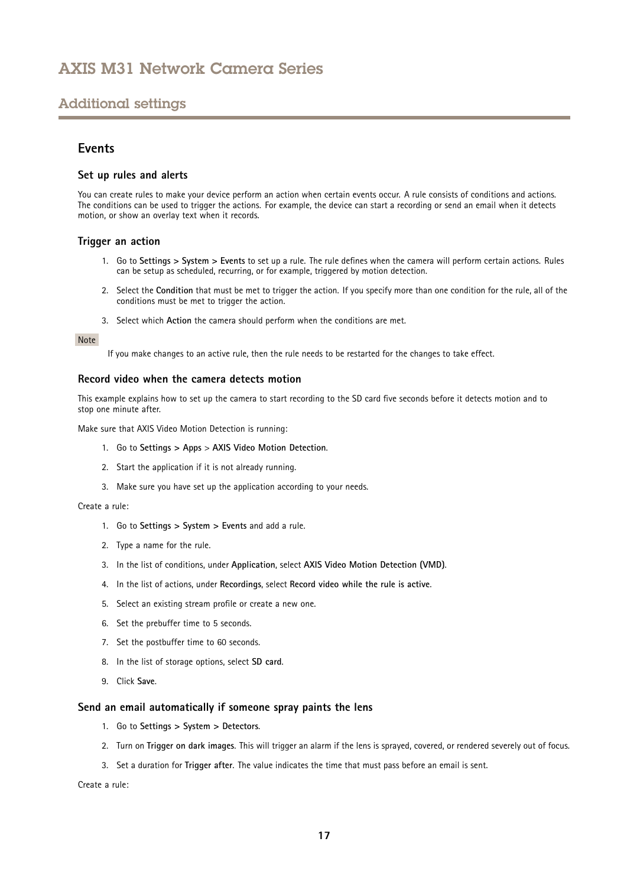## Additional settings

### Events

#### Set up rules and alerts

You can create rules to make your device perform an action when certain events occur. A rule consists of conditions and actions. The conditions can be used to trigger the actions. For example, the device can start a recording or send an email when it detects motion, or show an overlay text when it records.

#### Trigger an action

1. Go to **Settings > System > Events** to set up a rule. The rule defines when the camera will perform certain actions. Rules can be setup as scheduled, recurring, or for example, triggered by motion detection.
2. Select the **Condition** that must be met to trigger the action. If you specify more than one condition for the rule, all of the conditions must be met to trigger the action.
3. Select which **Action** the camera should perform when the conditions are met.

Note

If you make changes to an active rule, then the rule needs to be restarted for the changes to take effect.

#### Record video when the camera detects motion

This example explains how to set up the camera to start recording to the SD card five seconds before it detects motion and to stop one minute after.

Make sure that AXIS Video Motion Detection is running:

1. Go to **Settings > Apps** > **AXIS Video Motion Detection**.
2. Start the application if it is not already running.
3. Make sure you have set up the application according to your needs.

Create a rule:

1. Go to **Settings > System > Events** and add a rule.
2. Type a name for the rule.
3. In the list of conditions, under **Application**, select **AXIS Video Motion Detection (VMD)**.
4. In the list of actions, under **Recordings**, select **Record video while the rule is active**.
5. Select an existing stream profile or create a new one.
6. Set the prebuffer time to 5 seconds.
7. Set the postbuffer time to 60 seconds.
8. In the list of storage options, select **SD card**.
9. Click **Save**.

#### Send an email automatically if someone spray paints the lens

1. Go to **Settings > System > Detectors**.
2. Turn on **Trigger on dark images**. This will trigger an alarm if the lens is sprayed, covered, or rendered severely out of focus.
3. Set a duration for **Trigger after**. The value indicates the time that must pass before an email is sent.

Create a rule: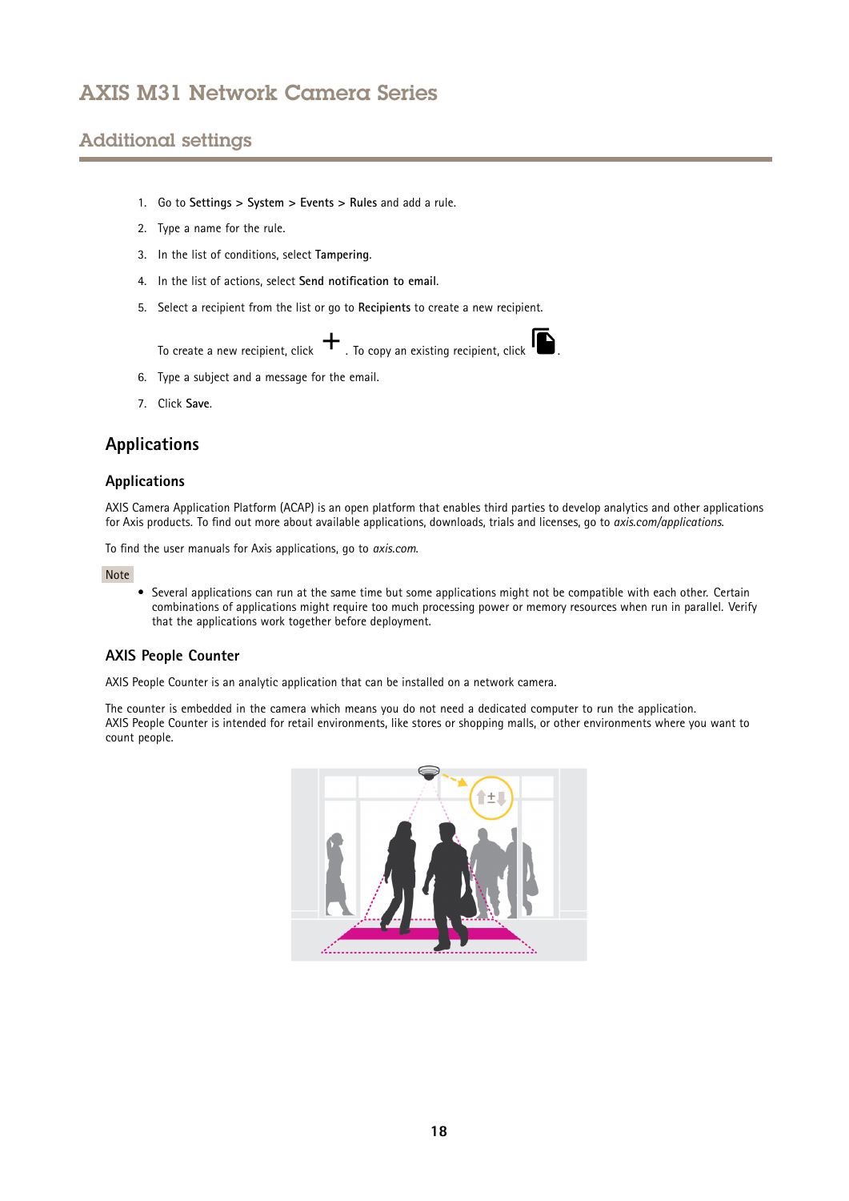1. Go to **Settings > System > Events > Rules** and add a rule.
2. Type a name for the rule.
3. In the list of conditions, select **Tampering**.
4. In the list of actions, select **Send notification to email**.
5. Select a recipient from the list or go to **Recipients** to create a new recipient.

   To create a new recipient, click +. To copy an existing recipient, click .
6. Type a subject and a message for the email.
7. Click **Save**.

## Applications

### Applications

AXIS Camera Application Platform (ACAP) is an open platform that enables third parties to develop analytics and other applications for Axis products. To find out more about available applications, downloads, trials and licenses, go to *axis.com/applications*.

To find the user manuals for Axis applications, go to *axis.com*.

Note

- Several applications can run at the same time but some applications might not be compatible with each other. Certain combinations of applications might require too much processing power or memory resources when run in parallel. Verify that the applications work together before deployment.

### AXIS People Counter

AXIS People Counter is an analytic application that can be installed on a network camera.

The counter is embedded in the camera which means you do not need a dedicated computer to run the application. AXIS People Counter is intended for retail environments, like stores or shopping malls, or other environments where you want to count people.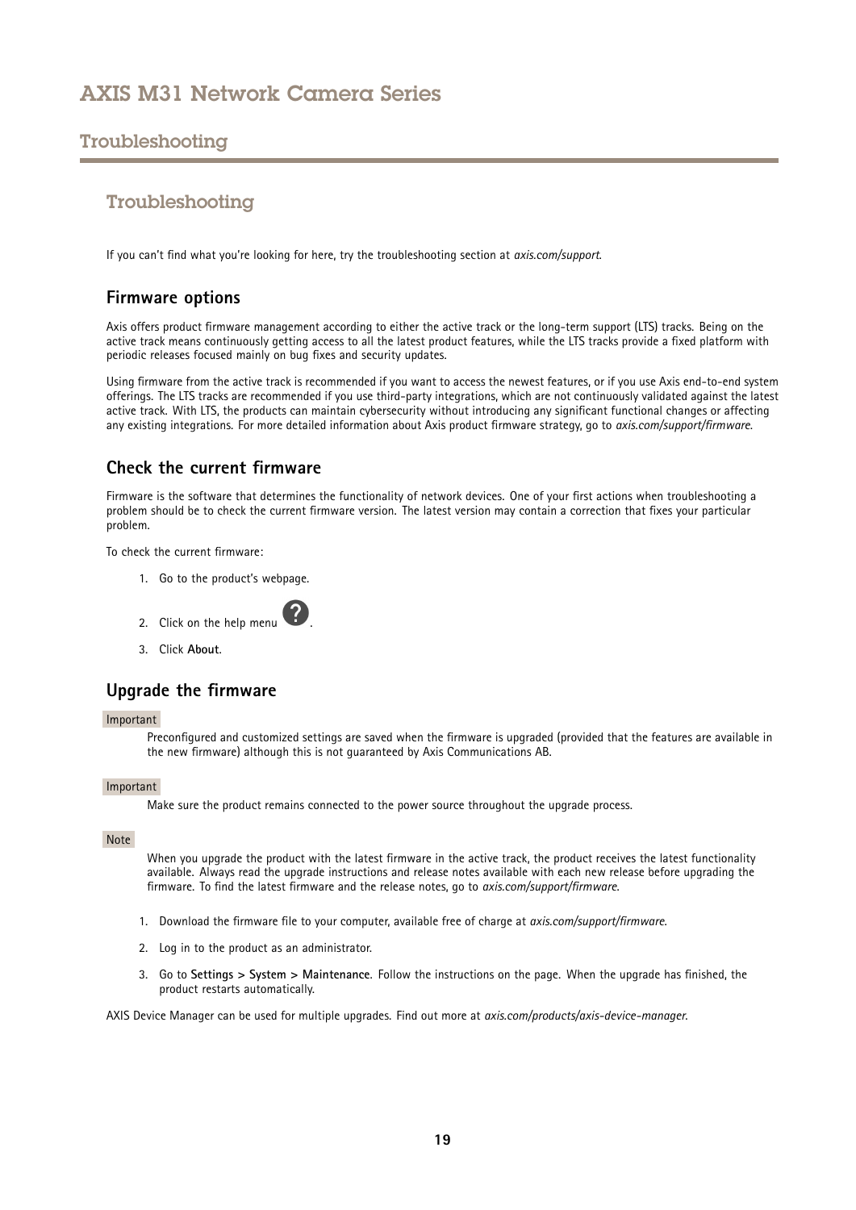## Troubleshooting

If you can't find what you're looking for here, try the troubleshooting section at *axis.com/support*.

### Firmware options

Axis offers product firmware management according to either the active track or the long-term support (LTS) tracks. Being on the active track means continuously getting access to all the latest product features, while the LTS tracks provide a fixed platform with periodic releases focused mainly on bug fixes and security updates.

Using firmware from the active track is recommended if you want to access the newest features, or if you use Axis end-to-end system offerings. The LTS tracks are recommended if you use third-party integrations, which are not continuously validated against the latest active track. With LTS, the products can maintain cybersecurity without introducing any significant functional changes or affecting any existing integrations. For more detailed information about Axis product firmware strategy, go to *axis.com/support/firmware*.

### Check the current firmware

Firmware is the software that determines the functionality of network devices. One of your first actions when troubleshooting a problem should be to check the current firmware version. The latest version may contain a correction that fixes your particular problem.

To check the current firmware:

1. Go to the product's webpage.
2. Click on the help menu ?.
3. Click **About**.

### Upgrade the firmware

Important

Preconfigured and customized settings are saved when the firmware is upgraded (provided that the features are available in the new firmware) although this is not guaranteed by Axis Communications AB.

Important

Make sure the product remains connected to the power source throughout the upgrade process.

Note

When you upgrade the product with the latest firmware in the active track, the product receives the latest functionality available. Always read the upgrade instructions and release notes available with each new release before upgrading the firmware. To find the latest firmware and the release notes, go to *axis.com/support/firmware*.

1. Download the firmware file to your computer, available free of charge at *axis.com/support/firmware*.
2. Log in to the product as an administrator.
3. Go to **Settings > System > Maintenance**. Follow the instructions on the page. When the upgrade has finished, the product restarts automatically.

AXIS Device Manager can be used for multiple upgrades. Find out more at *axis.com/products/axis-device-manager*.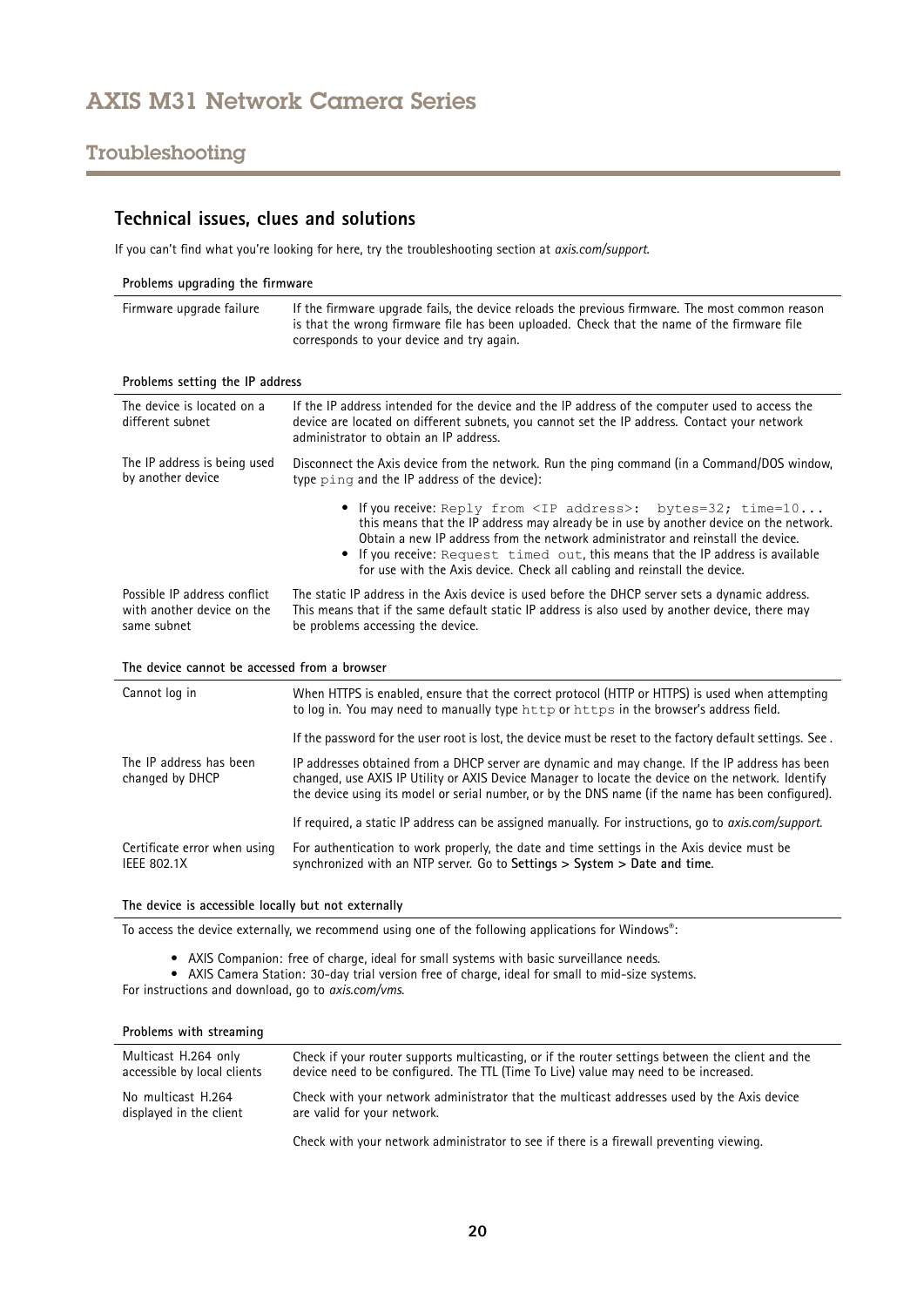## Troubleshooting

### Technical issues, clues and solutions

If you can't find what you're looking for here, try the troubleshooting section at *axis.com/support*.

**Problems upgrading the firmware**

| | |
|---|---|
| Firmware upgrade failure | If the firmware upgrade fails, the device reloads the previous firmware. The most common reason is that the wrong firmware file has been uploaded. Check that the name of the firmware file corresponds to your device and try again. |

**Problems setting the IP address**

| | |
|---|---|
| The device is located on a different subnet | If the IP address intended for the device and the IP address of the computer used to access the device are located on different subnets, you cannot set the IP address. Contact your network administrator to obtain an IP address. |
| The IP address is being used by another device | Disconnect the Axis device from the network. Run the ping command (in a Command/DOS window, type `ping` and the IP address of the device):<br>• If you receive: `Reply from <IP address>: bytes=32; time=10...` this means that the IP address may already be in use by another device on the network. Obtain a new IP address from the network administrator and reinstall the device.<br>• If you receive: `Request timed out`, this means that the IP address is available for use with the Axis device. Check all cabling and reinstall the device. |
| Possible IP address conflict with another device on the same subnet | The static IP address in the Axis device is used before the DHCP server sets a dynamic address. This means that if the same default static IP address is also used by another device, there may be problems accessing the device. |

**The device cannot be accessed from a browser**

| | |
|---|---|
| Cannot log in | When HTTPS is enabled, ensure that the correct protocol (HTTP or HTTPS) is used when attempting to log in. You may need to manually type `http` or `https` in the browser's address field.<br><br>If the password for the user root is lost, the device must be reset to the factory default settings. See . |
| The IP address has been changed by DHCP | IP addresses obtained from a DHCP server are dynamic and may change. If the IP address has been changed, use AXIS IP Utility or AXIS Device Manager to locate the device on the network. Identify the device using its model or serial number, or by the DNS name (if the name has been configured).<br><br>If required, a static IP address can be assigned manually. For instructions, go to *axis.com/support*. |
| Certificate error when using IEEE 802.1X | For authentication to work properly, the date and time settings in the Axis device must be synchronized with an NTP server. Go to **Settings > System > Date and time**. |

**The device is accessible locally but not externally**

To access the device externally, we recommend using one of the following applications for Windows®:

- AXIS Companion: free of charge, ideal for small systems with basic surveillance needs.
- AXIS Camera Station: 30-day trial version free of charge, ideal for small to mid-size systems.

For instructions and download, go to *axis.com/vms*.

**Problems with streaming**

| | |
|---|---|
| Multicast H.264 only accessible by local clients | Check if your router supports multicasting, or if the router settings between the client and the device need to be configured. The TTL (Time To Live) value may need to be increased. |
| No multicast H.264 displayed in the client | Check with your network administrator that the multicast addresses used by the Axis device are valid for your network.<br><br>Check with your network administrator to see if there is a firewall preventing viewing. |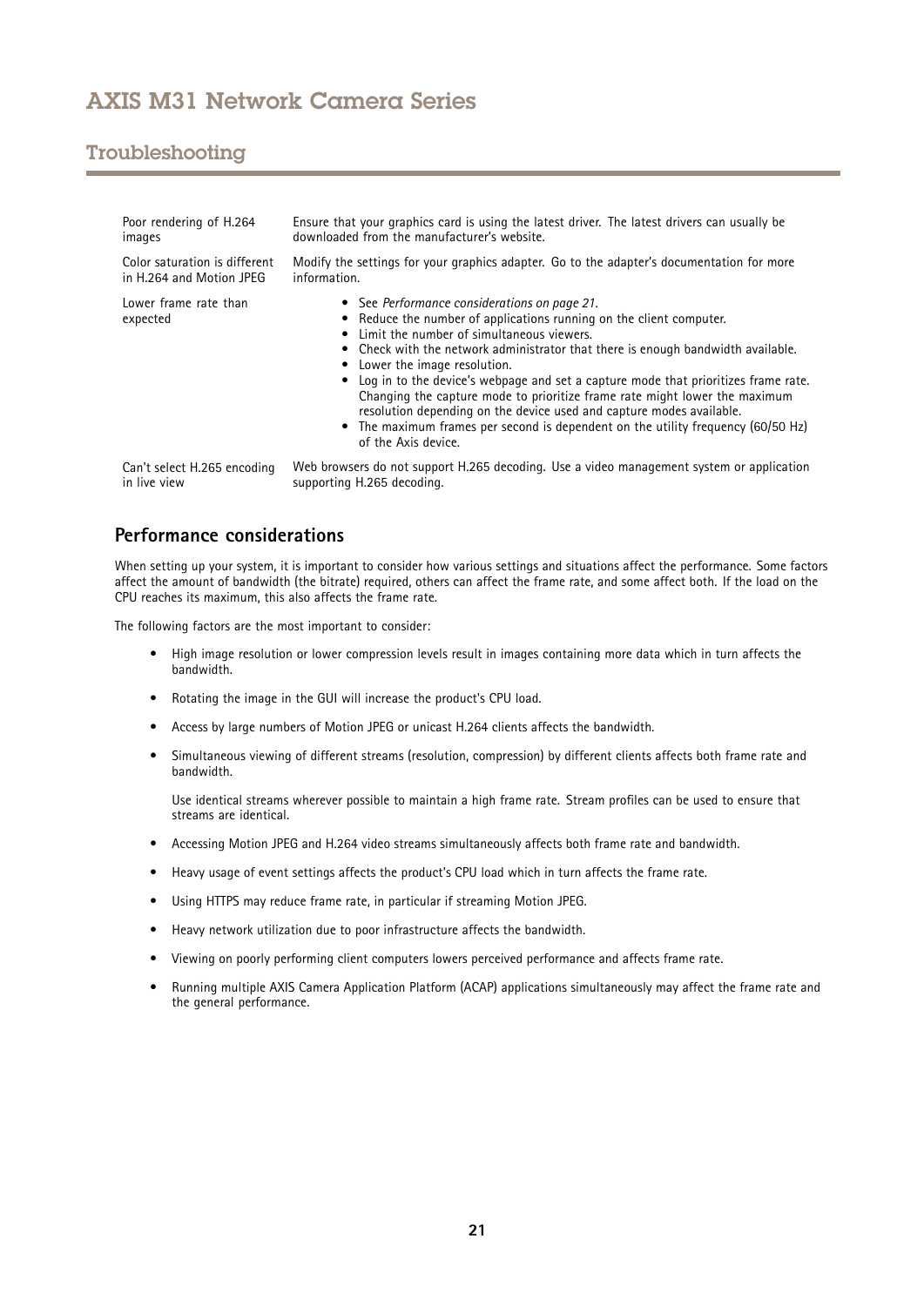| | |
|---|---|
| Poor rendering of H.264 images | Ensure that your graphics card is using the latest driver. The latest drivers can usually be downloaded from the manufacturer's website. |
| Color saturation is different in H.264 and Motion JPEG | Modify the settings for your graphics adapter. Go to the adapter's documentation for more information. |
| Lower frame rate than expected | • See *Performance considerations on page 21*.<br>• Reduce the number of applications running on the client computer.<br>• Limit the number of simultaneous viewers.<br>• Check with the network administrator that there is enough bandwidth available.<br>• Lower the image resolution.<br>• Log in to the device's webpage and set a capture mode that prioritizes frame rate. Changing the capture mode to prioritize frame rate might lower the maximum resolution depending on the device used and capture modes available.<br>• The maximum frames per second is dependent on the utility frequency (60/50 Hz) of the Axis device. |
| Can't select H.265 encoding in live view | Web browsers do not support H.265 decoding. Use a video management system or application supporting H.265 decoding. |

## Performance considerations

When setting up your system, it is important to consider how various settings and situations affect the performance. Some factors affect the amount of bandwidth (the bitrate) required, others can affect the frame rate, and some affect both. If the load on the CPU reaches its maximum, this also affects the frame rate.

The following factors are the most important to consider:

- High image resolution or lower compression levels result in images containing more data which in turn affects the bandwidth.
- Rotating the image in the GUI will increase the product's CPU load.
- Access by large numbers of Motion JPEG or unicast H.264 clients affects the bandwidth.
- Simultaneous viewing of different streams (resolution, compression) by different clients affects both frame rate and bandwidth.

  Use identical streams wherever possible to maintain a high frame rate. Stream profiles can be used to ensure that streams are identical.
- Accessing Motion JPEG and H.264 video streams simultaneously affects both frame rate and bandwidth.
- Heavy usage of event settings affects the product's CPU load which in turn affects the frame rate.
- Using HTTPS may reduce frame rate, in particular if streaming Motion JPEG.
- Heavy network utilization due to poor infrastructure affects the bandwidth.
- Viewing on poorly performing client computers lowers perceived performance and affects frame rate.
- Running multiple AXIS Camera Application Platform (ACAP) applications simultaneously may affect the frame rate and the general performance.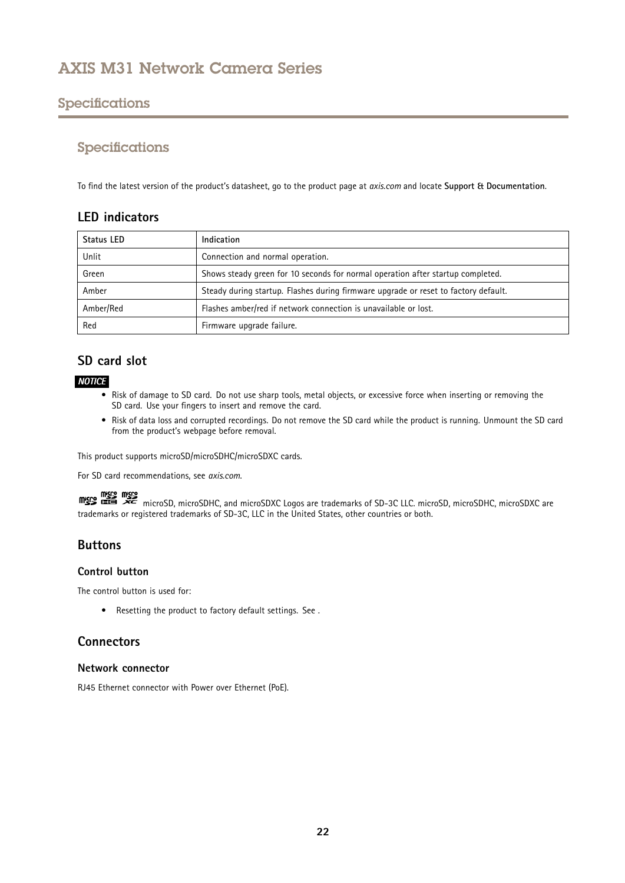# Specifications

## Specifications

To find the latest version of the product's datasheet, go to the product page at *axis.com* and locate **Support & Documentation**.

### LED indicators

| Status LED | Indication |
|---|---|
| Unlit | Connection and normal operation. |
| Green | Shows steady green for 10 seconds for normal operation after startup completed. |
| Amber | Steady during startup. Flashes during firmware upgrade or reset to factory default. |
| Amber/Red | Flashes amber/red if network connection is unavailable or lost. |
| Red | Firmware upgrade failure. |

### SD card slot

***NOTICE***

- Risk of damage to SD card. Do not use sharp tools, metal objects, or excessive force when inserting or removing the SD card. Use your fingers to insert and remove the card.
- Risk of data loss and corrupted recordings. Do not remove the SD card while the product is running. Unmount the SD card from the product's webpage before removal.

This product supports microSD/microSDHC/microSDXC cards.

For SD card recommendations, see *axis.com*.

microSD, microSDHC, and microSDXC Logos are trademarks of SD-3C LLC. microSD, microSDHC, microSDXC are trademarks or registered trademarks of SD-3C, LLC in the United States, other countries or both.

### Buttons

#### Control button

The control button is used for:

- Resetting the product to factory default settings. See .

### Connectors

#### Network connector

RJ45 Ethernet connector with Power over Ethernet (PoE).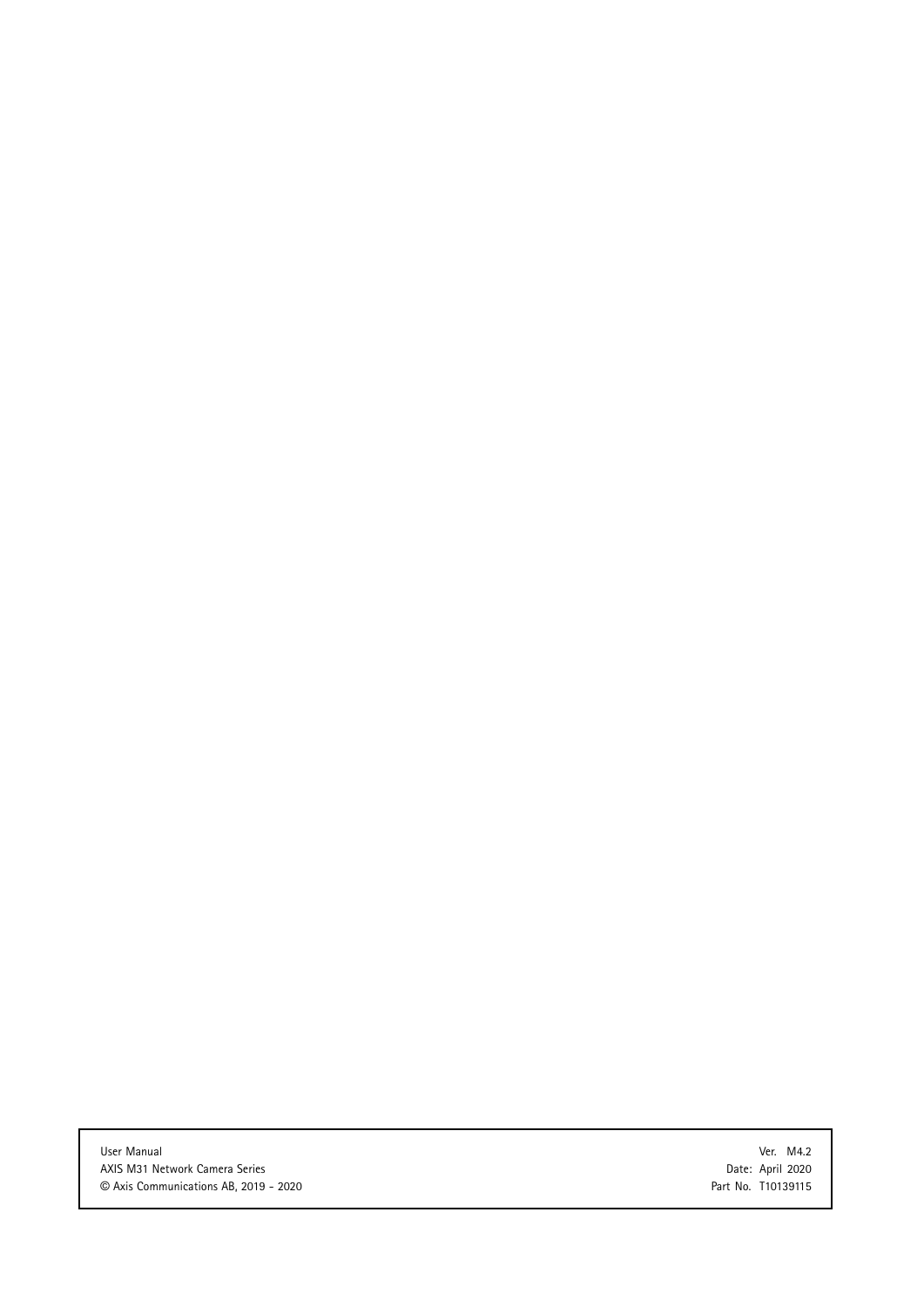User Manual
AXIS M31 Network Camera Series
© Axis Communications AB, 2019 - 2020

Ver. M4.2
Date: April 2020
Part No. T10139115